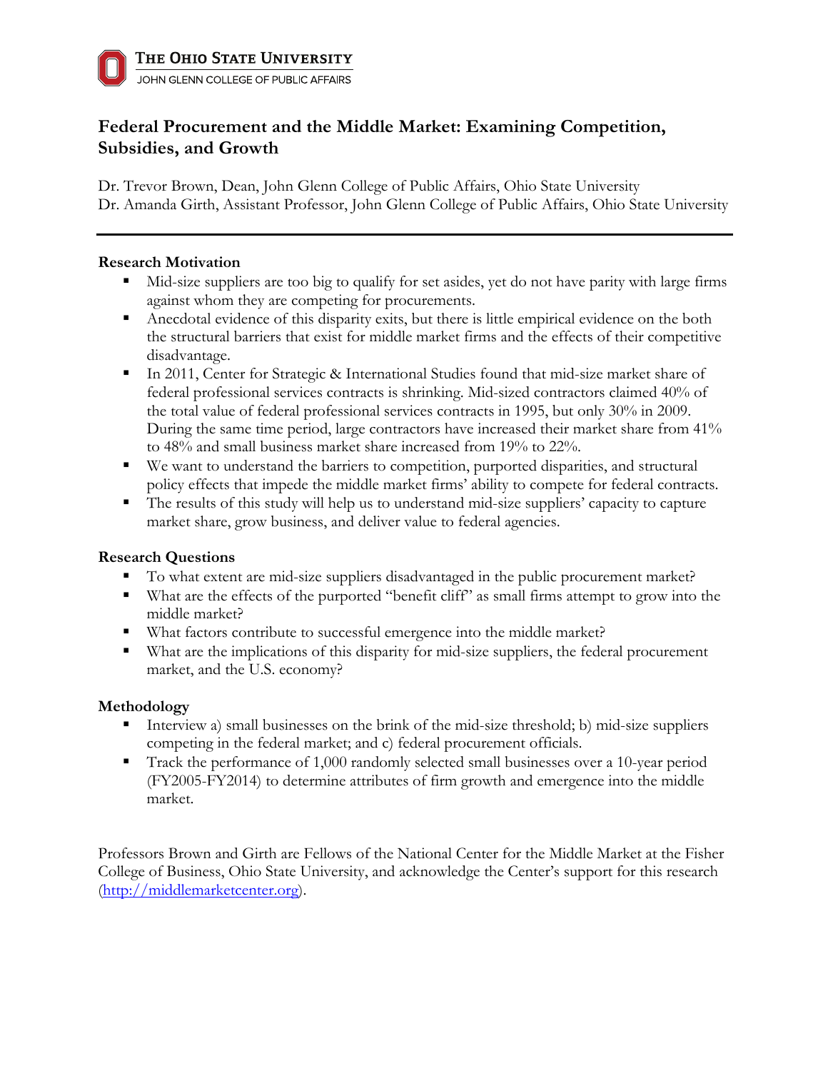THE OHIO STATE UNIVERSITY

JOHN GLENN COLLEGE OF PUBLIC AFFAIRS

# Federal Procurement and the Middle Market: Examining Competition, Subsidies, and Growth

Dr. Trevor Brown, Dean, John Glenn College of Public Affairs, Ohio State University
Dr. Amanda Girth, Assistant Professor, John Glenn College of Public Affairs, Ohio State University

---

**Research Motivation**

- Mid-size suppliers are too big to qualify for set asides, yet do not have parity with large firms against whom they are competing for procurements.
- Anecdotal evidence of this disparity exits, but there is little empirical evidence on the both the structural barriers that exist for middle market firms and the effects of their competitive disadvantage.
- In 2011, Center for Strategic & International Studies found that mid-size market share of federal professional services contracts is shrinking. Mid-sized contractors claimed 40% of the total value of federal professional services contracts in 1995, but only 30% in 2009. During the same time period, large contractors have increased their market share from 41% to 48% and small business market share increased from 19% to 22%.
- We want to understand the barriers to competition, purported disparities, and structural policy effects that impede the middle market firms' ability to compete for federal contracts.
- The results of this study will help us to understand mid-size suppliers' capacity to capture market share, grow business, and deliver value to federal agencies.

**Research Questions**

- To what extent are mid-size suppliers disadvantaged in the public procurement market?
- What are the effects of the purported "benefit cliff" as small firms attempt to grow into the middle market?
- What factors contribute to successful emergence into the middle market?
- What are the implications of this disparity for mid-size suppliers, the federal procurement market, and the U.S. economy?

**Methodology**

- Interview a) small businesses on the brink of the mid-size threshold; b) mid-size suppliers competing in the federal market; and c) federal procurement officials.
- Track the performance of 1,000 randomly selected small businesses over a 10-year period (FY2005-FY2014) to determine attributes of firm growth and emergence into the middle market.

Professors Brown and Girth are Fellows of the National Center for the Middle Market at the Fisher College of Business, Ohio State University, and acknowledge the Center's support for this research (http://middlemarketcenter.org).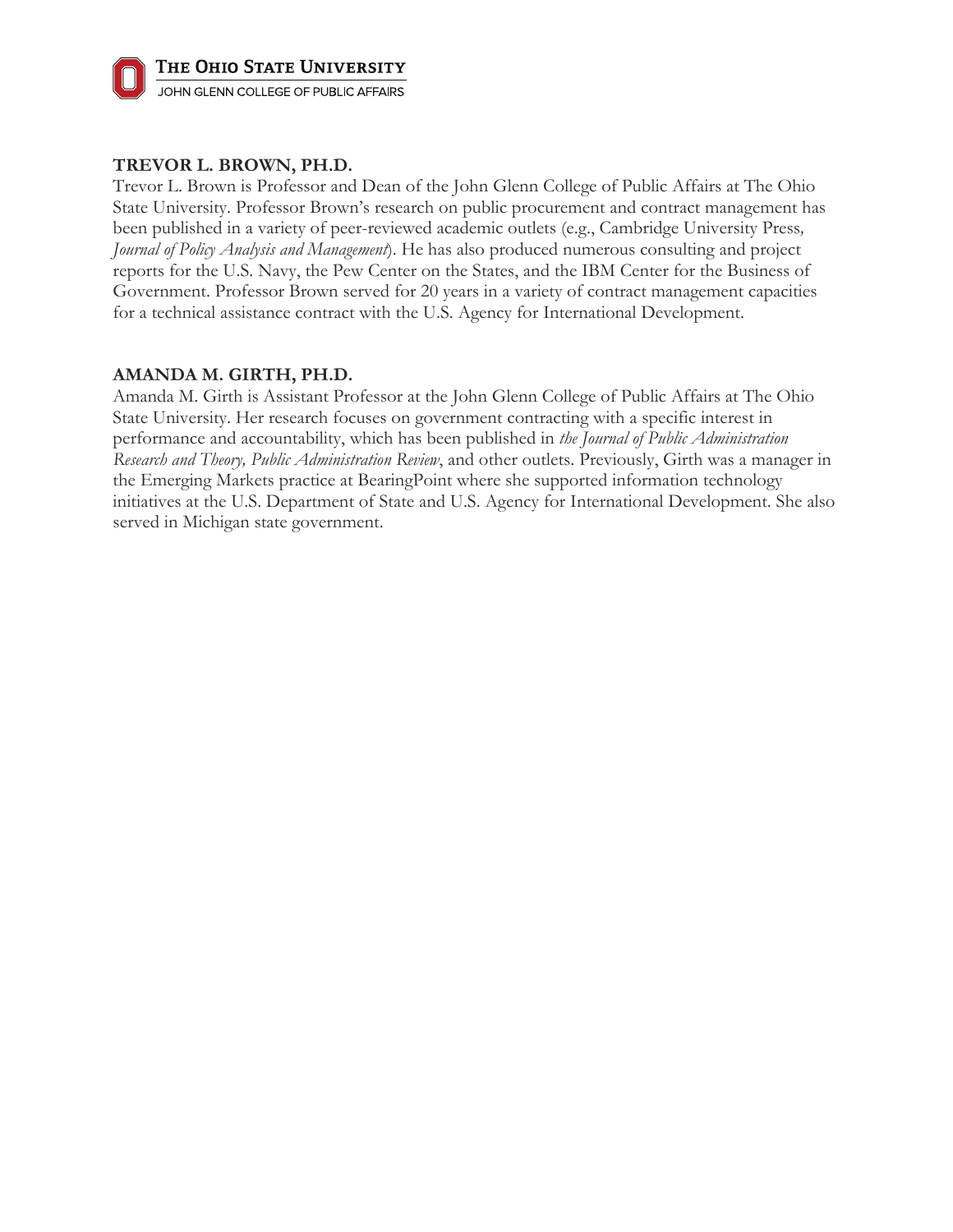## TREVOR L. BROWN, PH.D.

Trevor L. Brown is Professor and Dean of the John Glenn College of Public Affairs at The Ohio State University. Professor Brown's research on public procurement and contract management has been published in a variety of peer-reviewed academic outlets (e.g., Cambridge University Press, *Journal of Policy Analysis and Management*). He has also produced numerous consulting and project reports for the U.S. Navy, the Pew Center on the States, and the IBM Center for the Business of Government. Professor Brown served for 20 years in a variety of contract management capacities for a technical assistance contract with the U.S. Agency for International Development.

## AMANDA M. GIRTH, PH.D.

Amanda M. Girth is Assistant Professor at the John Glenn College of Public Affairs at The Ohio State University. Her research focuses on government contracting with a specific interest in performance and accountability, which has been published in *the Journal of Public Administration Research and Theory, Public Administration Review*, and other outlets. Previously, Girth was a manager in the Emerging Markets practice at BearingPoint where she supported information technology initiatives at the U.S. Department of State and U.S. Agency for International Development. She also served in Michigan state government.